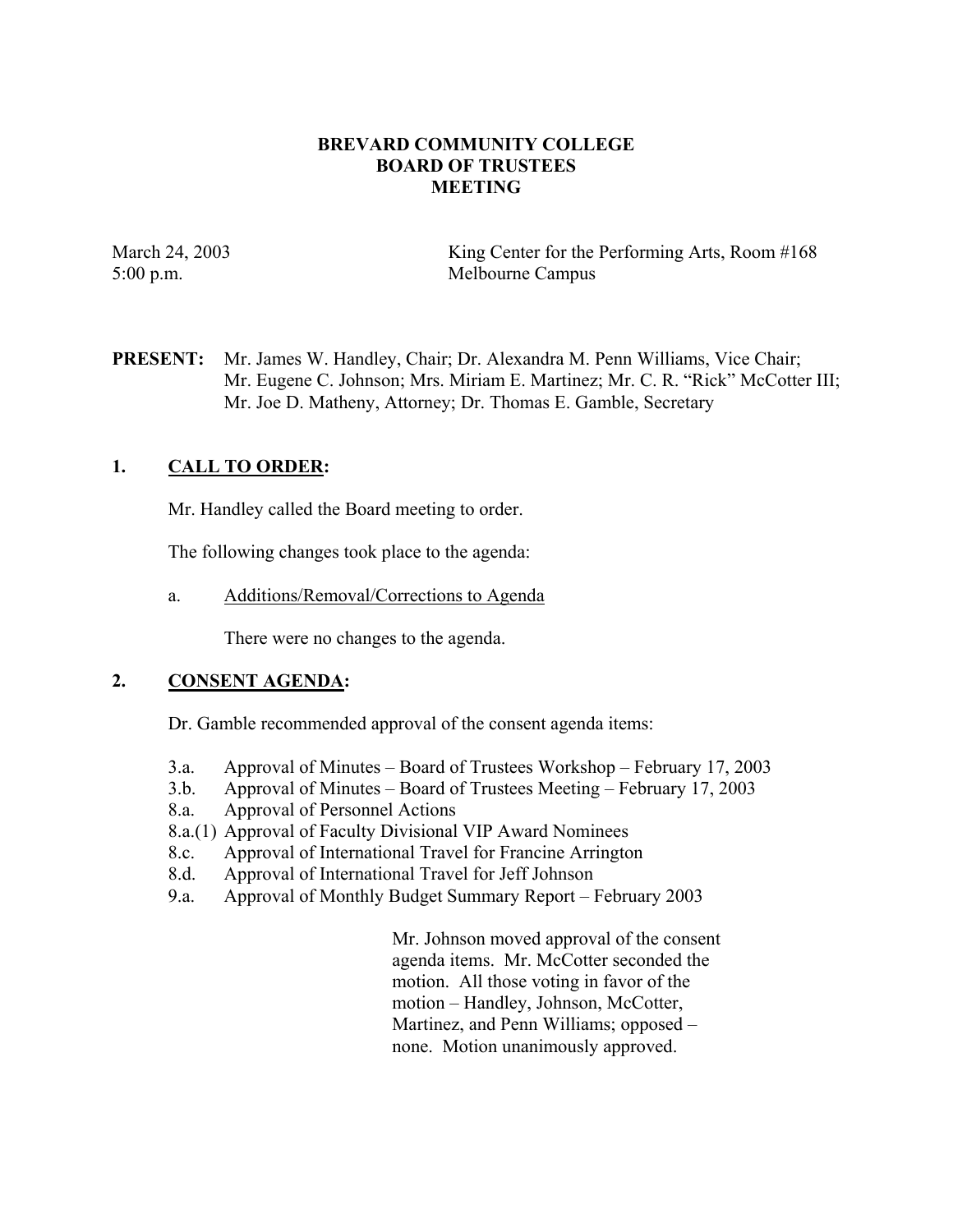# BREVARD COMMUNITY COLLEGE
## BOARD OF TRUSTEES
## MEETING

March 24, 2003
5:00 p.m.

King Center for the Performing Arts, Room #168
Melbourne Campus

**PRESENT:** Mr. James W. Handley, Chair; Dr. Alexandra M. Penn Williams, Vice Chair; Mr. Eugene C. Johnson; Mrs. Miriam E. Martinez; Mr. C. R. "Rick" McCotter III; Mr. Joe D. Matheny, Attorney; Dr. Thomas E. Gamble, Secretary

## 1. CALL TO ORDER:

Mr. Handley called the Board meeting to order.

The following changes took place to the agenda:

a. Additions/Removal/Corrections to Agenda

There were no changes to the agenda.

## 2. CONSENT AGENDA:

Dr. Gamble recommended approval of the consent agenda items:

- 3.a. Approval of Minutes – Board of Trustees Workshop – February 17, 2003
- 3.b. Approval of Minutes – Board of Trustees Meeting – February 17, 2003
- 8.a. Approval of Personnel Actions
- 8.a.(1) Approval of Faculty Divisional VIP Award Nominees
- 8.c. Approval of International Travel for Francine Arrington
- 8.d. Approval of International Travel for Jeff Johnson
- 9.a. Approval of Monthly Budget Summary Report – February 2003

Mr. Johnson moved approval of the consent agenda items. Mr. McCotter seconded the motion. All those voting in favor of the motion – Handley, Johnson, McCotter, Martinez, and Penn Williams; opposed – none. Motion unanimously approved.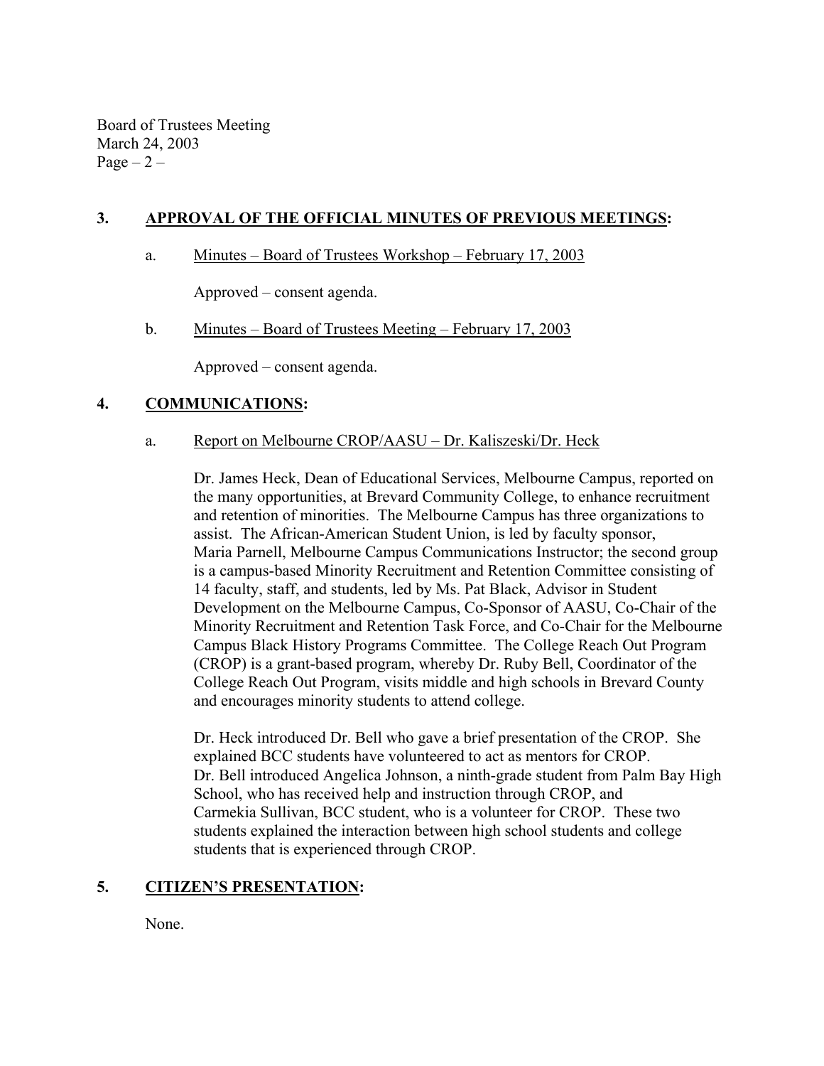## 3. APPROVAL OF THE OFFICIAL MINUTES OF PREVIOUS MEETINGS:

a. Minutes – Board of Trustees Workshop – February 17, 2003

Approved – consent agenda.

b. Minutes – Board of Trustees Meeting – February 17, 2003

Approved – consent agenda.

## 4. COMMUNICATIONS:

a. Report on Melbourne CROP/AASU – Dr. Kaliszeski/Dr. Heck

Dr. James Heck, Dean of Educational Services, Melbourne Campus, reported on the many opportunities, at Brevard Community College, to enhance recruitment and retention of minorities. The Melbourne Campus has three organizations to assist. The African-American Student Union, is led by faculty sponsor, Maria Parnell, Melbourne Campus Communications Instructor; the second group is a campus-based Minority Recruitment and Retention Committee consisting of 14 faculty, staff, and students, led by Ms. Pat Black, Advisor in Student Development on the Melbourne Campus, Co-Sponsor of AASU, Co-Chair of the Minority Recruitment and Retention Task Force, and Co-Chair for the Melbourne Campus Black History Programs Committee. The College Reach Out Program (CROP) is a grant-based program, whereby Dr. Ruby Bell, Coordinator of the College Reach Out Program, visits middle and high schools in Brevard County and encourages minority students to attend college.

Dr. Heck introduced Dr. Bell who gave a brief presentation of the CROP. She explained BCC students have volunteered to act as mentors for CROP. Dr. Bell introduced Angelica Johnson, a ninth-grade student from Palm Bay High School, who has received help and instruction through CROP, and Carmekia Sullivan, BCC student, who is a volunteer for CROP. These two students explained the interaction between high school students and college students that is experienced through CROP.

## 5. CITIZEN'S PRESENTATION:

None.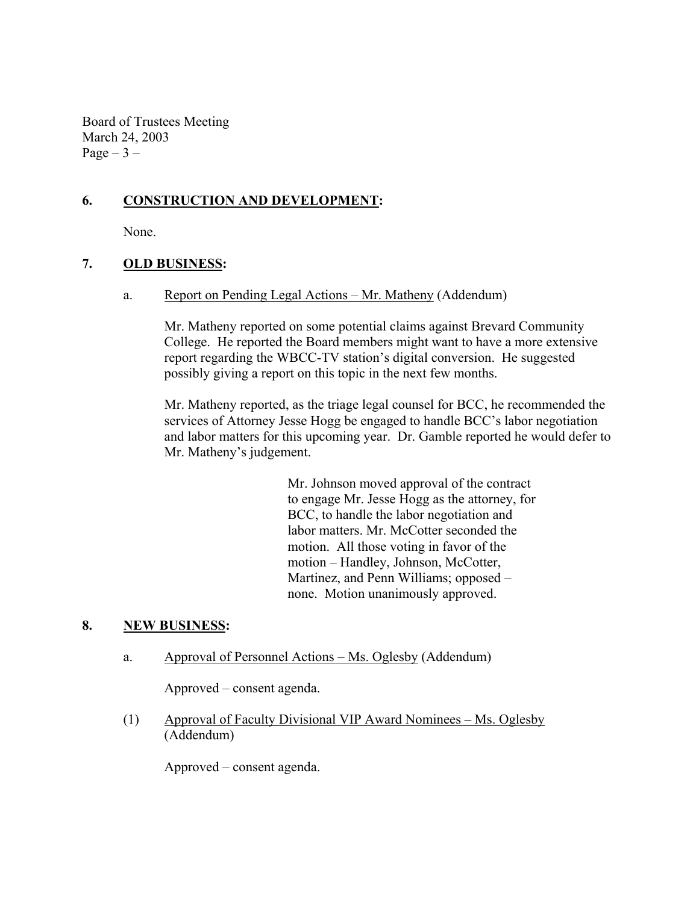## 6. CONSTRUCTION AND DEVELOPMENT:

None.

## 7. OLD BUSINESS:

a. Report on Pending Legal Actions – Mr. Matheny (Addendum)

Mr. Matheny reported on some potential claims against Brevard Community College. He reported the Board members might want to have a more extensive report regarding the WBCC-TV station's digital conversion. He suggested possibly giving a report on this topic in the next few months.

Mr. Matheny reported, as the triage legal counsel for BCC, he recommended the services of Attorney Jesse Hogg be engaged to handle BCC's labor negotiation and labor matters for this upcoming year. Dr. Gamble reported he would defer to Mr. Matheny's judgement.

> Mr. Johnson moved approval of the contract to engage Mr. Jesse Hogg as the attorney, for BCC, to handle the labor negotiation and labor matters. Mr. McCotter seconded the motion. All those voting in favor of the motion – Handley, Johnson, McCotter, Martinez, and Penn Williams; opposed – none. Motion unanimously approved.

## 8. NEW BUSINESS:

a. Approval of Personnel Actions – Ms. Oglesby (Addendum)

Approved – consent agenda.

(1) Approval of Faculty Divisional VIP Award Nominees – Ms. Oglesby (Addendum)

Approved – consent agenda.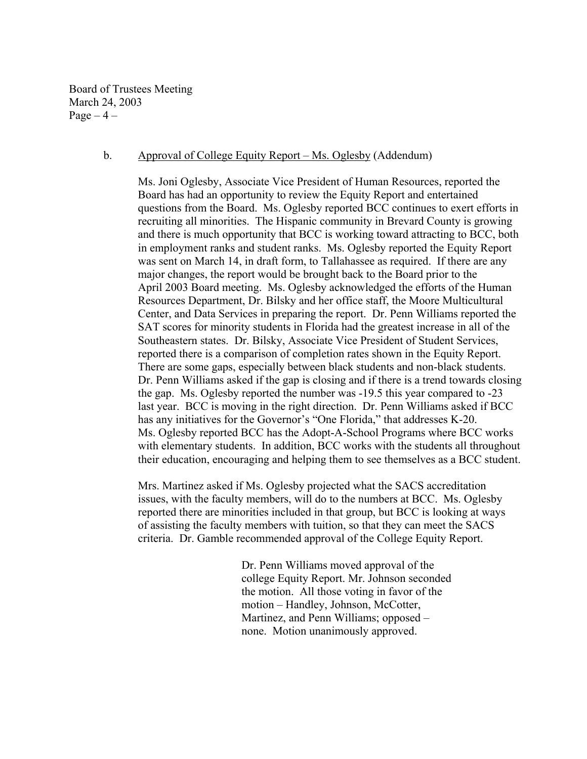b. <u>Approval of College Equity Report – Ms. Oglesby</u> (Addendum)

Ms. Joni Oglesby, Associate Vice President of Human Resources, reported the Board has had an opportunity to review the Equity Report and entertained questions from the Board. Ms. Oglesby reported BCC continues to exert efforts in recruiting all minorities. The Hispanic community in Brevard County is growing and there is much opportunity that BCC is working toward attracting to BCC, both in employment ranks and student ranks. Ms. Oglesby reported the Equity Report was sent on March 14, in draft form, to Tallahassee as required. If there are any major changes, the report would be brought back to the Board prior to the April 2003 Board meeting. Ms. Oglesby acknowledged the efforts of the Human Resources Department, Dr. Bilsky and her office staff, the Moore Multicultural Center, and Data Services in preparing the report. Dr. Penn Williams reported the SAT scores for minority students in Florida had the greatest increase in all of the Southeastern states. Dr. Bilsky, Associate Vice President of Student Services, reported there is a comparison of completion rates shown in the Equity Report. There are some gaps, especially between black students and non-black students. Dr. Penn Williams asked if the gap is closing and if there is a trend towards closing the gap. Ms. Oglesby reported the number was -19.5 this year compared to -23 last year. BCC is moving in the right direction. Dr. Penn Williams asked if BCC has any initiatives for the Governor's "One Florida," that addresses K-20. Ms. Oglesby reported BCC has the Adopt-A-School Programs where BCC works with elementary students. In addition, BCC works with the students all throughout their education, encouraging and helping them to see themselves as a BCC student.

Mrs. Martinez asked if Ms. Oglesby projected what the SACS accreditation issues, with the faculty members, will do to the numbers at BCC. Ms. Oglesby reported there are minorities included in that group, but BCC is looking at ways of assisting the faculty members with tuition, so that they can meet the SACS criteria. Dr. Gamble recommended approval of the College Equity Report.

> Dr. Penn Williams moved approval of the college Equity Report. Mr. Johnson seconded the motion. All those voting in favor of the motion – Handley, Johnson, McCotter, Martinez, and Penn Williams; opposed – none. Motion unanimously approved.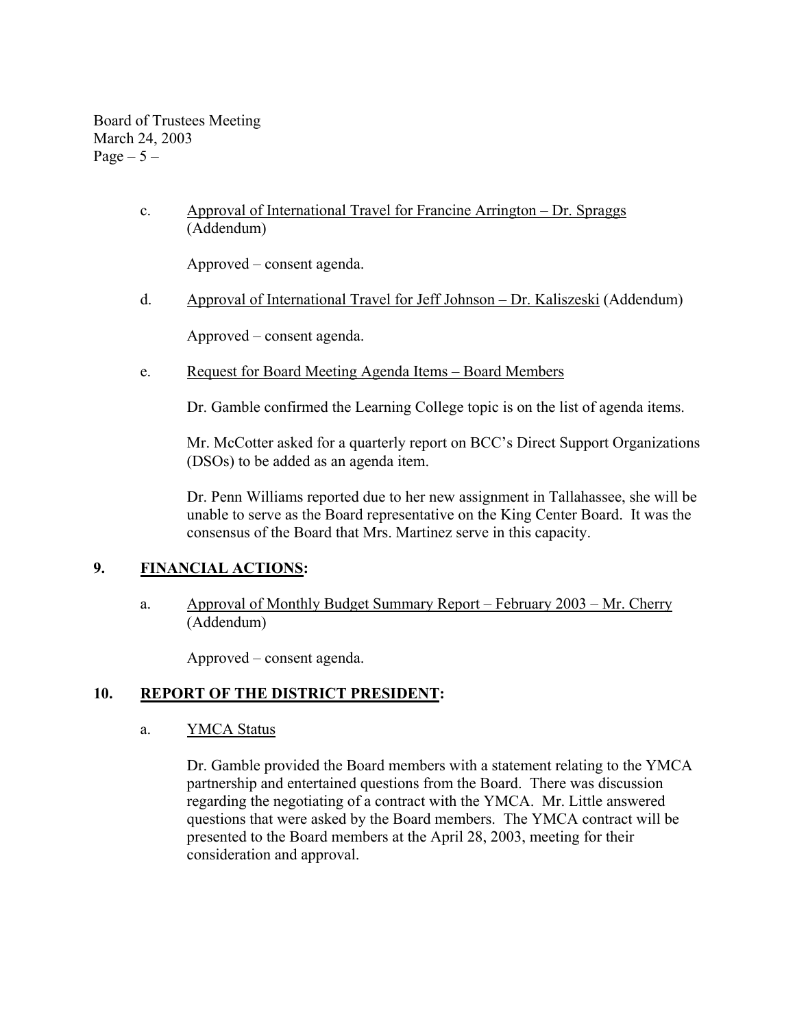c. Approval of International Travel for Francine Arrington – Dr. Spraggs (Addendum)

Approved – consent agenda.

d. Approval of International Travel for Jeff Johnson – Dr. Kaliszeski (Addendum)

Approved – consent agenda.

e. Request for Board Meeting Agenda Items – Board Members

Dr. Gamble confirmed the Learning College topic is on the list of agenda items.

Mr. McCotter asked for a quarterly report on BCC's Direct Support Organizations (DSOs) to be added as an agenda item.

Dr. Penn Williams reported due to her new assignment in Tallahassee, she will be unable to serve as the Board representative on the King Center Board. It was the consensus of the Board that Mrs. Martinez serve in this capacity.

## 9. FINANCIAL ACTIONS:

a. Approval of Monthly Budget Summary Report – February 2003 – Mr. Cherry (Addendum)

Approved – consent agenda.

## 10. REPORT OF THE DISTRICT PRESIDENT:

a. YMCA Status

Dr. Gamble provided the Board members with a statement relating to the YMCA partnership and entertained questions from the Board. There was discussion regarding the negotiating of a contract with the YMCA. Mr. Little answered questions that were asked by the Board members. The YMCA contract will be presented to the Board members at the April 28, 2003, meeting for their consideration and approval.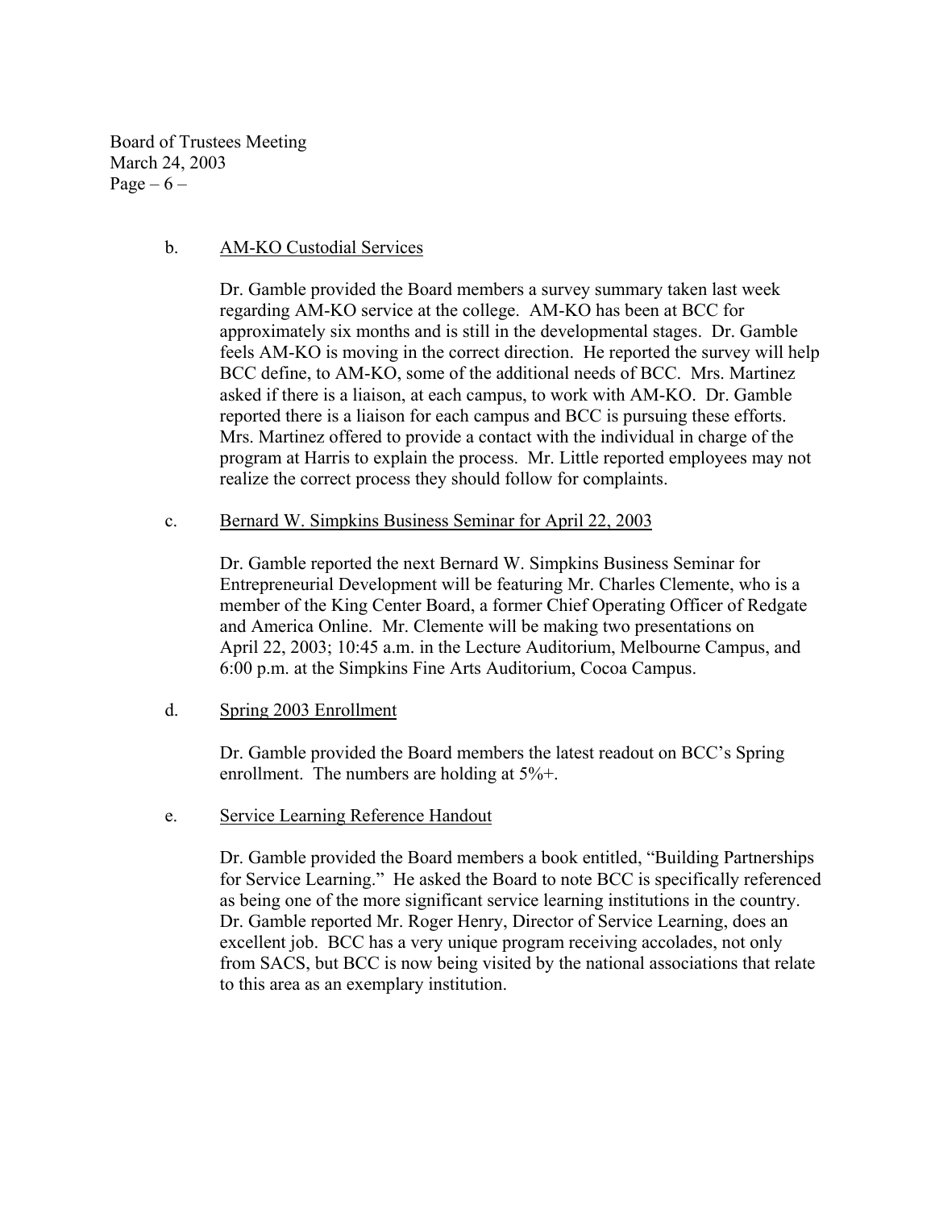b. <u>AM-KO Custodial Services</u>

Dr. Gamble provided the Board members a survey summary taken last week regarding AM-KO service at the college. AM-KO has been at BCC for approximately six months and is still in the developmental stages. Dr. Gamble feels AM-KO is moving in the correct direction. He reported the survey will help BCC define, to AM-KO, some of the additional needs of BCC. Mrs. Martinez asked if there is a liaison, at each campus, to work with AM-KO. Dr. Gamble reported there is a liaison for each campus and BCC is pursuing these efforts. Mrs. Martinez offered to provide a contact with the individual in charge of the program at Harris to explain the process. Mr. Little reported employees may not realize the correct process they should follow for complaints.

c. <u>Bernard W. Simpkins Business Seminar for April 22, 2003</u>

Dr. Gamble reported the next Bernard W. Simpkins Business Seminar for Entrepreneurial Development will be featuring Mr. Charles Clemente, who is a member of the King Center Board, a former Chief Operating Officer of Redgate and America Online. Mr. Clemente will be making two presentations on April 22, 2003; 10:45 a.m. in the Lecture Auditorium, Melbourne Campus, and 6:00 p.m. at the Simpkins Fine Arts Auditorium, Cocoa Campus.

d. <u>Spring 2003 Enrollment</u>

Dr. Gamble provided the Board members the latest readout on BCC's Spring enrollment. The numbers are holding at 5%+.

e. <u>Service Learning Reference Handout</u>

Dr. Gamble provided the Board members a book entitled, "Building Partnerships for Service Learning." He asked the Board to note BCC is specifically referenced as being one of the more significant service learning institutions in the country. Dr. Gamble reported Mr. Roger Henry, Director of Service Learning, does an excellent job. BCC has a very unique program receiving accolades, not only from SACS, but BCC is now being visited by the national associations that relate to this area as an exemplary institution.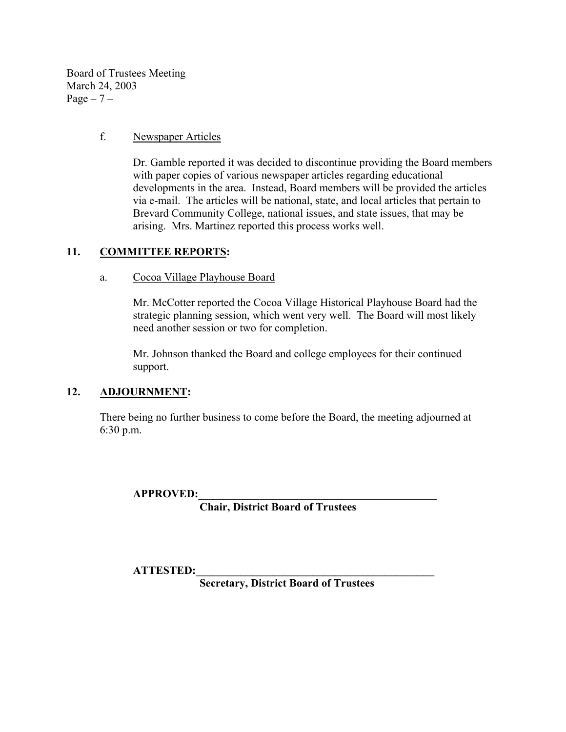f. <u>Newspaper Articles</u>

Dr. Gamble reported it was decided to discontinue providing the Board members with paper copies of various newspaper articles regarding educational developments in the area. Instead, Board members will be provided the articles via e-mail. The articles will be national, state, and local articles that pertain to Brevard Community College, national issues, and state issues, that may be arising. Mrs. Martinez reported this process works well.

## 11. COMMITTEE REPORTS:

a. <u>Cocoa Village Playhouse Board</u>

Mr. McCotter reported the Cocoa Village Historical Playhouse Board had the strategic planning session, which went very well. The Board will most likely need another session or two for completion.

Mr. Johnson thanked the Board and college employees for their continued support.

## 12. ADJOURNMENT:

There being no further business to come before the Board, the meeting adjourned at 6:30 p.m.

**APPROVED:\_\_\_\_\_\_\_\_\_\_\_\_\_\_\_\_\_\_\_\_\_\_\_\_\_\_\_\_\_\_\_\_\_\_\_\_\_\_\_\_**
**Chair, District Board of Trustees**

**ATTESTED:\_\_\_\_\_\_\_\_\_\_\_\_\_\_\_\_\_\_\_\_\_\_\_\_\_\_\_\_\_\_\_\_\_\_\_\_\_\_\_\_**
**Secretary, District Board of Trustees**